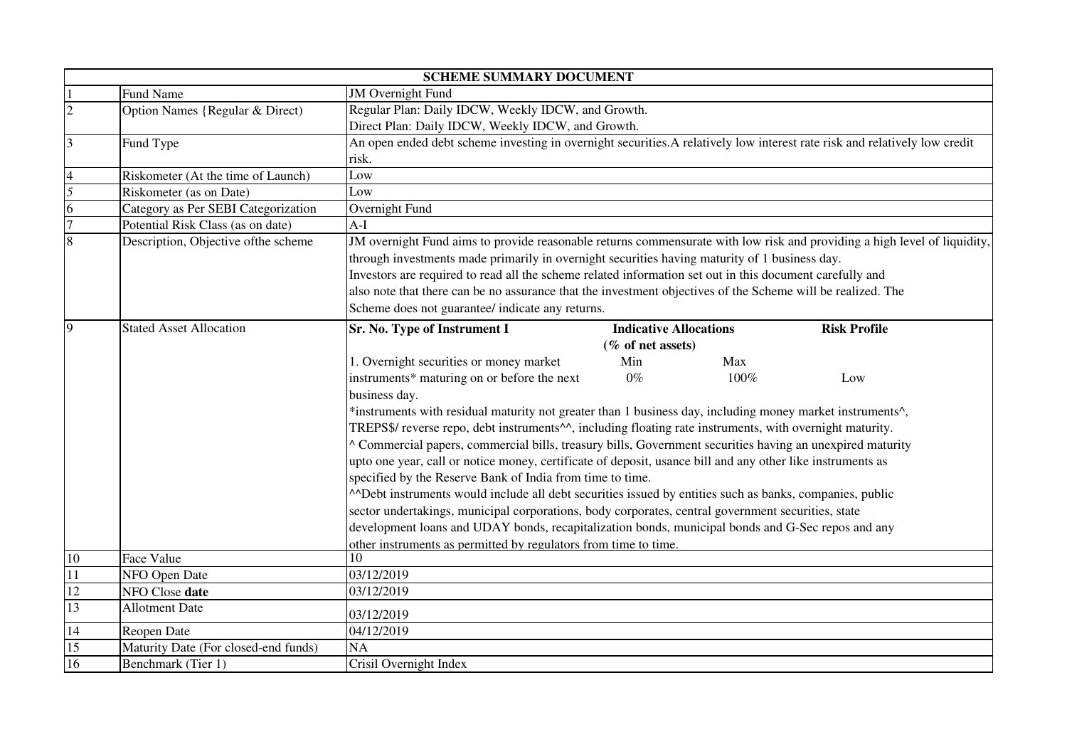| SCHEME SUMMARY DOCUMENT | | |
|---|---|---|
| 1 | Fund Name | JM Overnight Fund |
| 2 | Option Names {Regular & Direct) | Regular Plan: Daily IDCW, Weekly IDCW, and Growth.<br>Direct Plan: Daily IDCW, Weekly IDCW, and Growth. |
| 3 | Fund Type | An open ended debt scheme investing in overnight securities.A relatively low interest rate risk and relatively low credit risk. |
| 4 | Riskometer (At the time of Launch) | Low |
| 5 | Riskometer (as on Date) | Low |
| 6 | Category as Per SEBI Categorization | Overnight Fund |
| 7 | Potential Risk Class (as on date) | A-I |
| 8 | Description, Objective ofthe scheme | JM overnight Fund aims to provide reasonable returns commensurate with low risk and providing a high level of liquidity, through investments made primarily in overnight securities having maturity of 1 business day.<br>Investors are required to read all the scheme related information set out in this document carefully and also note that there can be no assurance that the investment objectives of the Scheme will be realized. The Scheme does not guarantee/ indicate any returns. |
| 9 | Stated Asset Allocation | **Sr. No. Type of Instrument I** — **Indicative Allocations (% of net assets)** Min / Max — **Risk Profile**<br>1. Overnight securities or money market instruments* maturing on or before the next business day. — Min: 0% — Max: 100% — Low<br>*instruments with residual maturity not greater than 1 business day, including money market instruments^, TREPS$/ reverse repo, debt instruments^^, including floating rate instruments, with overnight maturity.<br>^ Commercial papers, commercial bills, treasury bills, Government securities having an unexpired maturity upto one year, call or notice money, certificate of deposit, usance bill and any other like instruments as specified by the Reserve Bank of India from time to time.<br>^^Debt instruments would include all debt securities issued by entities such as banks, companies, public sector undertakings, municipal corporations, body corporates, central government securities, state development loans and UDAY bonds, recapitalization bonds, municipal bonds and G-Sec repos and any other instruments as permitted by regulators from time to time. |
| 10 | Face Value | 10 |
| 11 | NFO Open Date | 03/12/2019 |
| 12 | NFO Close **date** | 03/12/2019 |
| 13 | Allotment Date | 03/12/2019 |
| 14 | Reopen Date | 04/12/2019 |
| 15 | Maturity Date (For closed-end funds) | NA |
| 16 | Benchmark (Tier 1) | Crisil Overnight Index |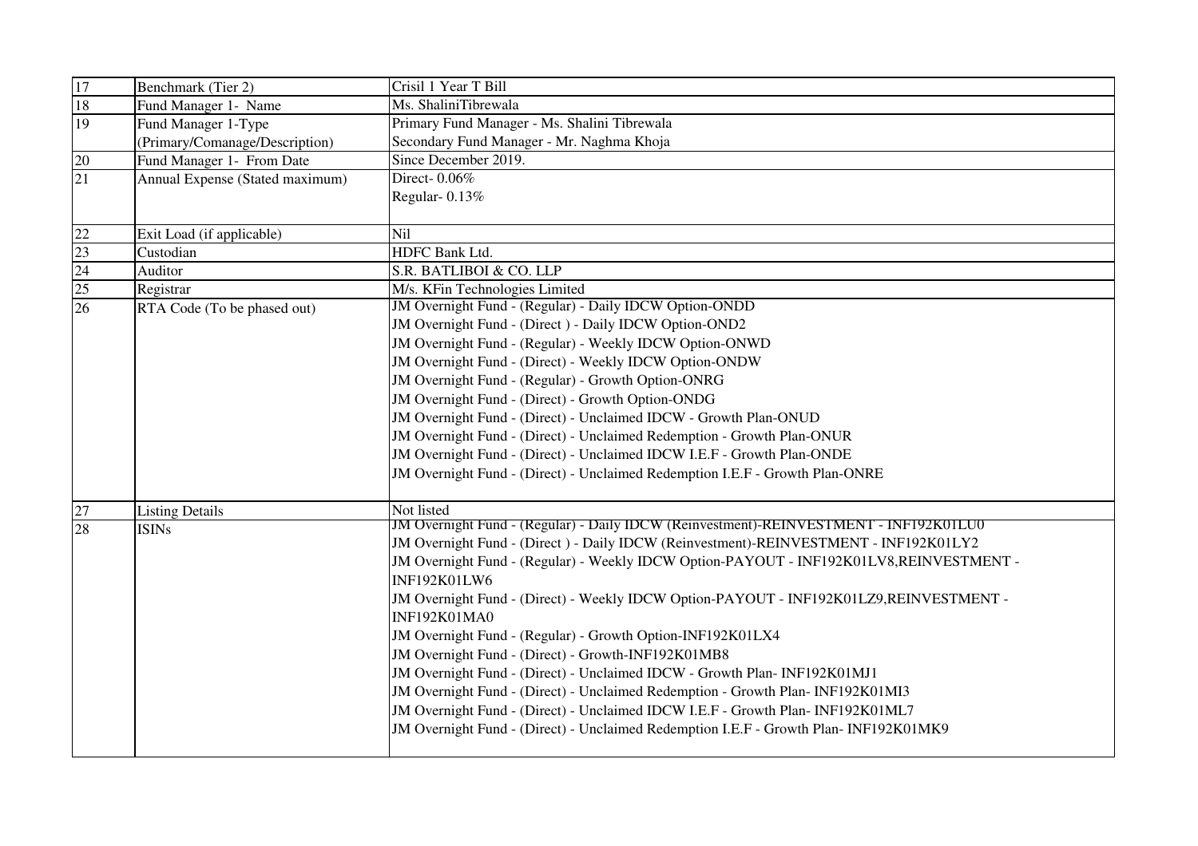| | | |
|---|---|---|
| 17 | Benchmark (Tier 2) | Crisil 1 Year T Bill |
| 18 | Fund Manager 1- Name | Ms. ShaliniTibrewala |
| 19 | Fund Manager 1-Type (Primary/Comanage/Description) | Primary Fund Manager - Ms. Shalini Tibrewala<br>Secondary Fund Manager - Mr. Naghma Khoja |
| 20 | Fund Manager 1- From Date | Since December 2019. |
| 21 | Annual Expense (Stated maximum) | Direct- 0.06%<br>Regular- 0.13% |
| 22 | Exit Load (if applicable) | Nil |
| 23 | Custodian | HDFC Bank Ltd. |
| 24 | Auditor | S.R. BATLIBOI & CO. LLP |
| 25 | Registrar | M/s. KFin Technologies Limited |
| 26 | RTA Code (To be phased out) | JM Overnight Fund - (Regular) - Daily IDCW Option-ONDD<br>JM Overnight Fund - (Direct ) - Daily IDCW Option-OND2<br>JM Overnight Fund - (Regular) - Weekly IDCW Option-ONWD<br>JM Overnight Fund - (Direct) - Weekly IDCW Option-ONDW<br>JM Overnight Fund - (Regular) - Growth Option-ONRG<br>JM Overnight Fund - (Direct) - Growth Option-ONDG<br>JM Overnight Fund - (Direct) - Unclaimed IDCW - Growth Plan-ONUD<br>JM Overnight Fund - (Direct) - Unclaimed Redemption - Growth Plan-ONUR<br>JM Overnight Fund - (Direct) - Unclaimed IDCW I.E.F - Growth Plan-ONDE<br>JM Overnight Fund - (Direct) - Unclaimed Redemption I.E.F - Growth Plan-ONRE |
| 27 | Listing Details | Not listed |
| 28 | ISINs | JM Overnight Fund - (Regular) - Daily IDCW (Reinvestment)-REINVESTMENT - INF192K01LU0<br>JM Overnight Fund - (Direct ) - Daily IDCW (Reinvestment)-REINVESTMENT - INF192K01LY2<br>JM Overnight Fund - (Regular) - Weekly IDCW Option-PAYOUT - INF192K01LV8,REINVESTMENT - INF192K01LW6<br>JM Overnight Fund - (Direct) - Weekly IDCW Option-PAYOUT - INF192K01LZ9,REINVESTMENT - INF192K01MA0<br>JM Overnight Fund - (Regular) - Growth Option-INF192K01LX4<br>JM Overnight Fund - (Direct) - Growth-INF192K01MB8<br>JM Overnight Fund - (Direct) - Unclaimed IDCW - Growth Plan- INF192K01MJ1<br>JM Overnight Fund - (Direct) - Unclaimed Redemption - Growth Plan- INF192K01MI3<br>JM Overnight Fund - (Direct) - Unclaimed IDCW I.E.F - Growth Plan- INF192K01ML7<br>JM Overnight Fund - (Direct) - Unclaimed Redemption I.E.F - Growth Plan- INF192K01MK9 |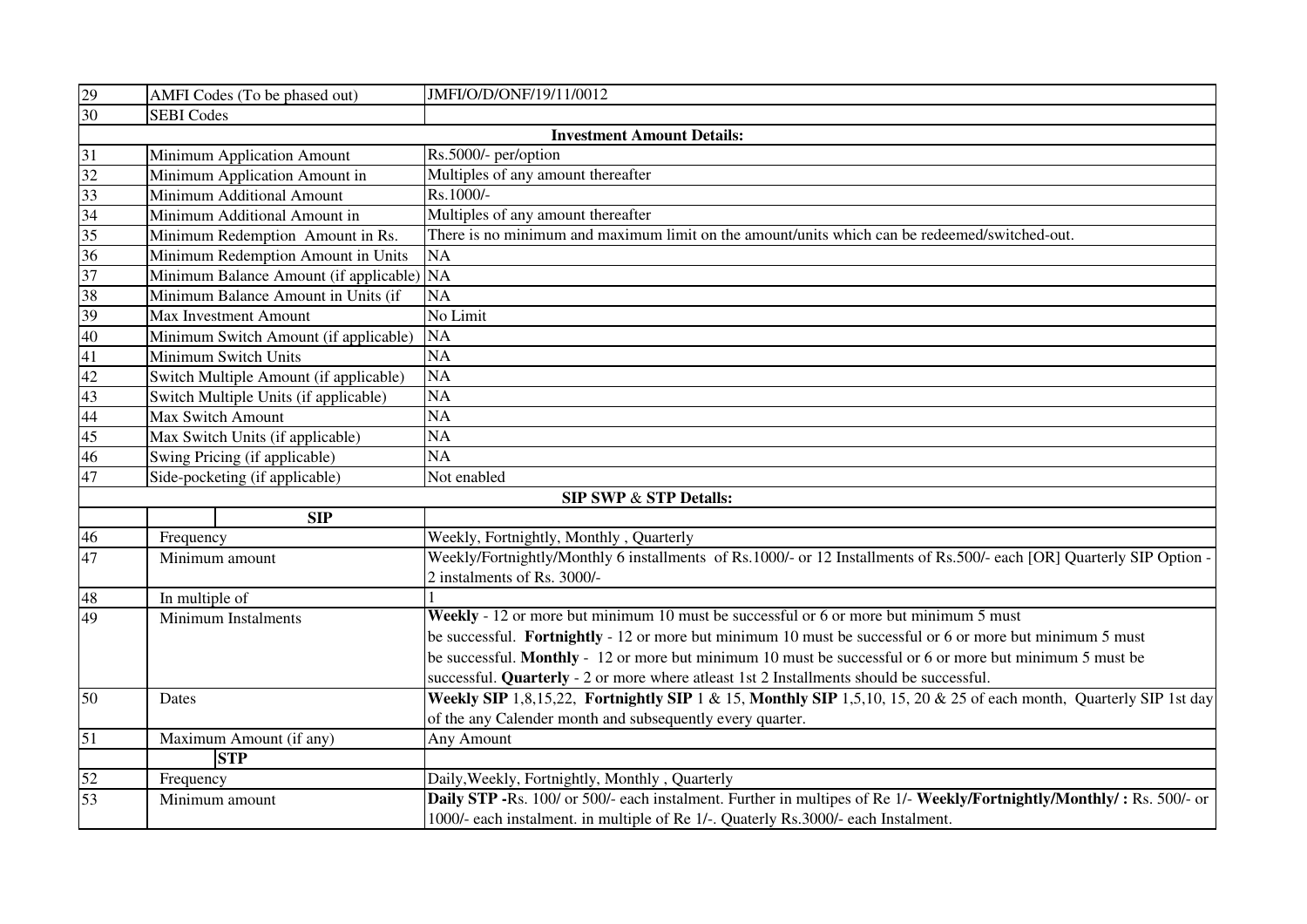| | | |
|---|---|---|
| 29 | AMFI Codes (To be phased out) | JMFI/O/D/ONF/19/11/0012 |
| 30 | SEBI Codes | |
| | | **Investment Amount Details:** |
| 31 | Minimum Application Amount | Rs.5000/- per/option |
| 32 | Minimum Application Amount in | Multiples of any amount thereafter |
| 33 | Minimum Additional Amount | Rs.1000/- |
| 34 | Minimum Additional Amount in | Multiples of any amount thereafter |
| 35 | Minimum Redemption Amount in Rs. | There is no minimum and maximum limit on the amount/units which can be redeemed/switched-out. |
| 36 | Minimum Redemption Amount in Units | NA |
| 37 | Minimum Balance Amount (if applicable) | NA |
| 38 | Minimum Balance Amount in Units (if | NA |
| 39 | Max Investment Amount | No Limit |
| 40 | Minimum Switch Amount (if applicable) | NA |
| 41 | Minimum Switch Units | NA |
| 42 | Switch Multiple Amount (if applicable) | NA |
| 43 | Switch Multiple Units (if applicable) | NA |
| 44 | Max Switch Amount | NA |
| 45 | Max Switch Units (if applicable) | NA |
| 46 | Swing Pricing (if applicable) | NA |
| 47 | Side-pocketing (if applicable) | Not enabled |
| | | **SIP SWP & STP Detalls:** |
| | **SIP** | |
| 46 | Frequency | Weekly, Fortnightly, Monthly , Quarterly |
| 47 | Minimum amount | Weekly/Fortnightly/Monthly 6 installments of Rs.1000/- or 12 Installments of Rs.500/- each [OR] Quarterly SIP Option - 2 instalments of Rs. 3000/- |
| 48 | In multiple of | 1 |
| 49 | Minimum Instalments | **Weekly** - 12 or more but minimum 10 must be successful or 6 or more but minimum 5 must be successful. **Fortnightly** - 12 or more but minimum 10 must be successful or 6 or more but minimum 5 must be successful. **Monthly** - 12 or more but minimum 10 must be successful or 6 or more but minimum 5 must be successful. **Quarterly** - 2 or more where atleast 1st 2 Installments should be successful. |
| 50 | Dates | **Weekly SIP** 1,8,15,22, **Fortnightly SIP** 1 & 15, **Monthly SIP** 1,5,10, 15, 20 & 25 of each month, Quarterly SIP 1st day of the any Calender month and subsequently every quarter. |
| 51 | Maximum Amount (if any) | Any Amount |
| | **STP** | |
| 52 | Frequency | Daily,Weekly, Fortnightly, Monthly , Quarterly |
| 53 | Minimum amount | **Daily STP -**Rs. 100/ or 500/- each instalment. Further in multipes of Re 1/- **Weekly/Fortnightly/Monthly/ :** Rs. 500/- or 1000/- each instalment. in multiple of Re 1/-. Quaterly Rs.3000/- each Instalment. |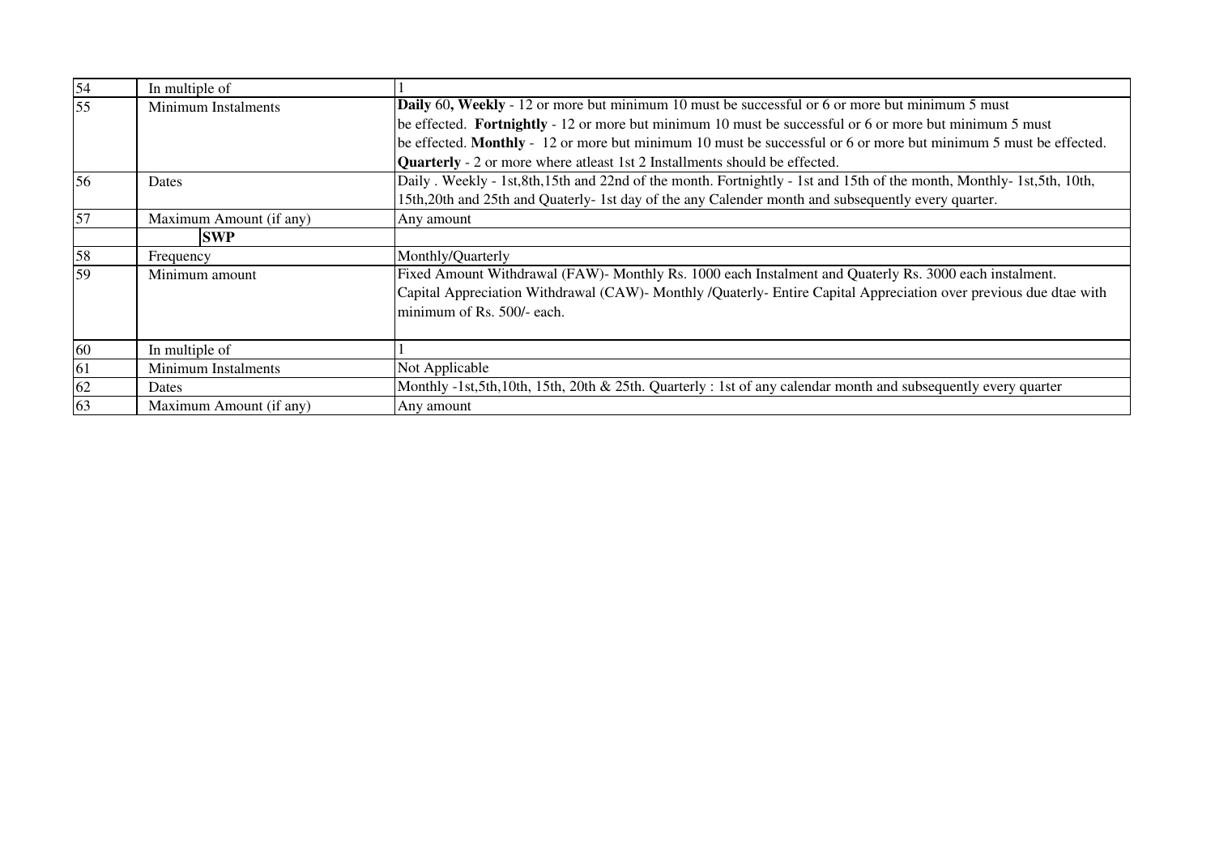| | | |
|---|---|---|
| 54 | In multiple of | 1 |
| 55 | Minimum Instalments | **Daily** 60**, Weekly** - 12 or more but minimum 10 must be successful or 6 or more but minimum 5 must be effected. **Fortnightly** - 12 or more but minimum 10 must be successful or 6 or more but minimum 5 must be effected. **Monthly** - 12 or more but minimum 10 must be successful or 6 or more but minimum 5 must be effected. **Quarterly** - 2 or more where atleast 1st 2 Installments should be effected. |
| 56 | Dates | Daily . Weekly - 1st,8th,15th and 22nd of the month. Fortnightly - 1st and 15th of the month, Monthly- 1st,5th, 10th, 15th,20th and 25th and Quaterly- 1st day of the any Calender month and subsequently every quarter. |
| 57 | Maximum Amount (if any) | Any amount |
| | **SWP** | |
| 58 | Frequency | Monthly/Quarterly |
| 59 | Minimum amount | Fixed Amount Withdrawal (FAW)- Monthly Rs. 1000 each Instalment and Quaterly Rs. 3000 each instalment. Capital Appreciation Withdrawal (CAW)- Monthly /Quaterly- Entire Capital Appreciation over previous due dtae with minimum of Rs. 500/- each. |
| 60 | In multiple of | 1 |
| 61 | Minimum Instalments | Not Applicable |
| 62 | Dates | Monthly -1st,5th,10th, 15th, 20th & 25th. Quarterly : 1st of any calendar month and subsequently every quarter |
| 63 | Maximum Amount (if any) | Any amount |